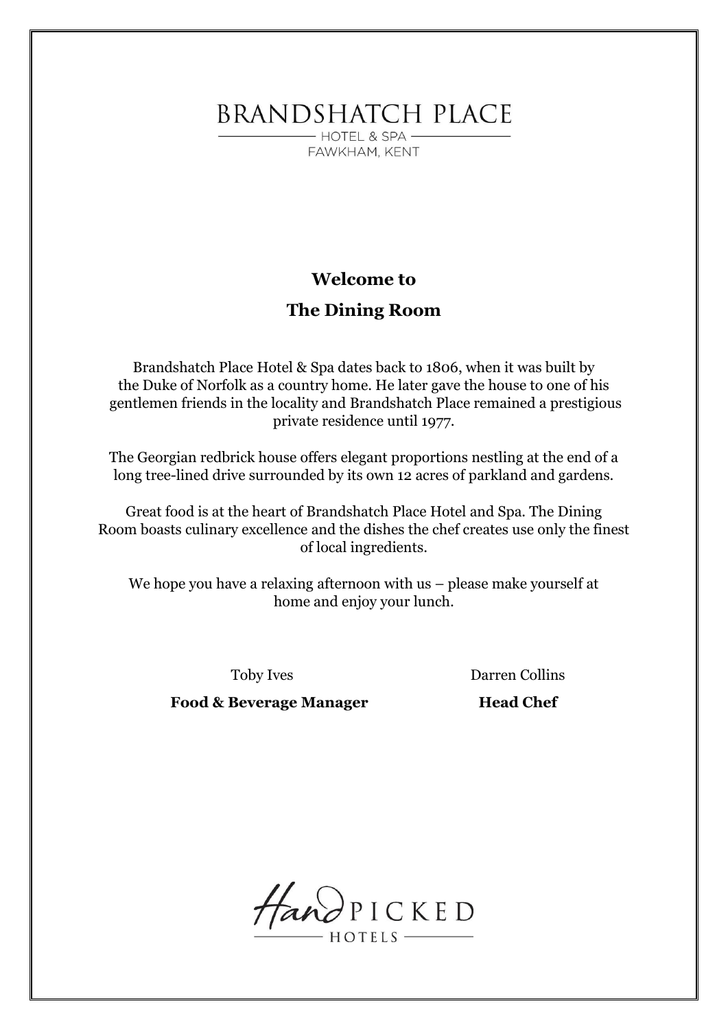# BRANDSHATCH PLACE

HOTEL & SPA

FAWKHAM, KENT

## Welcome to

## The Dining Room

Brandshatch Place Hotel & Spa dates back to 1806, when it was built by the Duke of Norfolk as a country home. He later gave the house to one of his gentlemen friends in the locality and Brandshatch Place remained a prestigious private residence until 1977.

The Georgian redbrick house offers elegant proportions nestling at the end of a long tree-lined drive surrounded by its own 12 acres of parkland and gardens.

Great food is at the heart of Brandshatch Place Hotel and Spa. The Dining Room boasts culinary excellence and the dishes the chef creates use only the finest of local ingredients.

We hope you have a relaxing afternoon with us – please make yourself at home and enjoy your lunch.

Toby Ives
**Food & Beverage Manager**

Darren Collins
**Head Chef**

HandPICKED HOTELS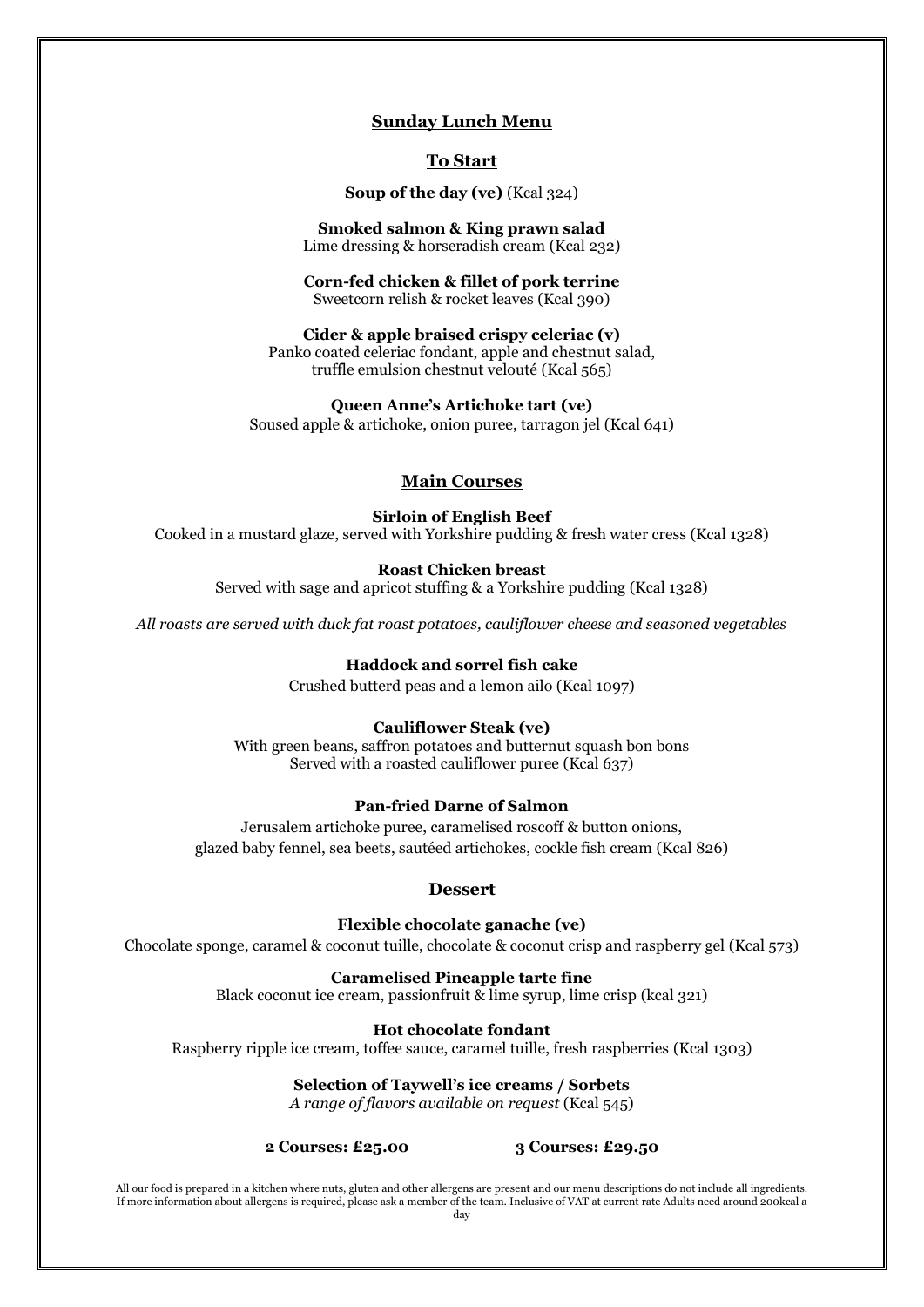# Sunday Lunch Menu

## To Start

**Soup of the day (ve)** (Kcal 324)

**Smoked salmon & King prawn salad**
Lime dressing & horseradish cream (Kcal 232)

**Corn-fed chicken & fillet of pork terrine**
Sweetcorn relish & rocket leaves (Kcal 390)

**Cider & apple braised crispy celeriac (v)**
Panko coated celeriac fondant, apple and chestnut salad,
truffle emulsion chestnut velouté (Kcal 565)

**Queen Anne's Artichoke tart (ve)**
Soused apple & artichoke, onion puree, tarragon jel (Kcal 641)

## Main Courses

**Sirloin of English Beef**
Cooked in a mustard glaze, served with Yorkshire pudding & fresh water cress (Kcal 1328)

**Roast Chicken breast**
Served with sage and apricot stuffing & a Yorkshire pudding (Kcal 1328)

*All roasts are served with duck fat roast potatoes, cauliflower cheese and seasoned vegetables*

**Haddock and sorrel fish cake**
Crushed butterd peas and a lemon ailo (Kcal 1097)

**Cauliflower Steak (ve)**
With green beans, saffron potatoes and butternut squash bon bons
Served with a roasted cauliflower puree (Kcal 637)

**Pan-fried Darne of Salmon**
Jerusalem artichoke puree, caramelised roscoff & button onions,
glazed baby fennel, sea beets, sautéed artichokes, cockle fish cream (Kcal 826)

## Dessert

**Flexible chocolate ganache (ve)**
Chocolate sponge, caramel & coconut tuille, chocolate & coconut crisp and raspberry gel (Kcal 573)

**Caramelised Pineapple tarte fine**
Black coconut ice cream, passionfruit & lime syrup, lime crisp (kcal 321)

**Hot chocolate fondant**
Raspberry ripple ice cream, toffee sauce, caramel tuille, fresh raspberries (Kcal 1303)

**Selection of Taywell's ice creams / Sorbets**
*A range of flavors available on request* (Kcal 545)

**2 Courses: £25.00** **3 Courses: £29.50**

All our food is prepared in a kitchen where nuts, gluten and other allergens are present and our menu descriptions do not include all ingredients. If more information about allergens is required, please ask a member of the team. Inclusive of VAT at current rate Adults need around 200kcal a day